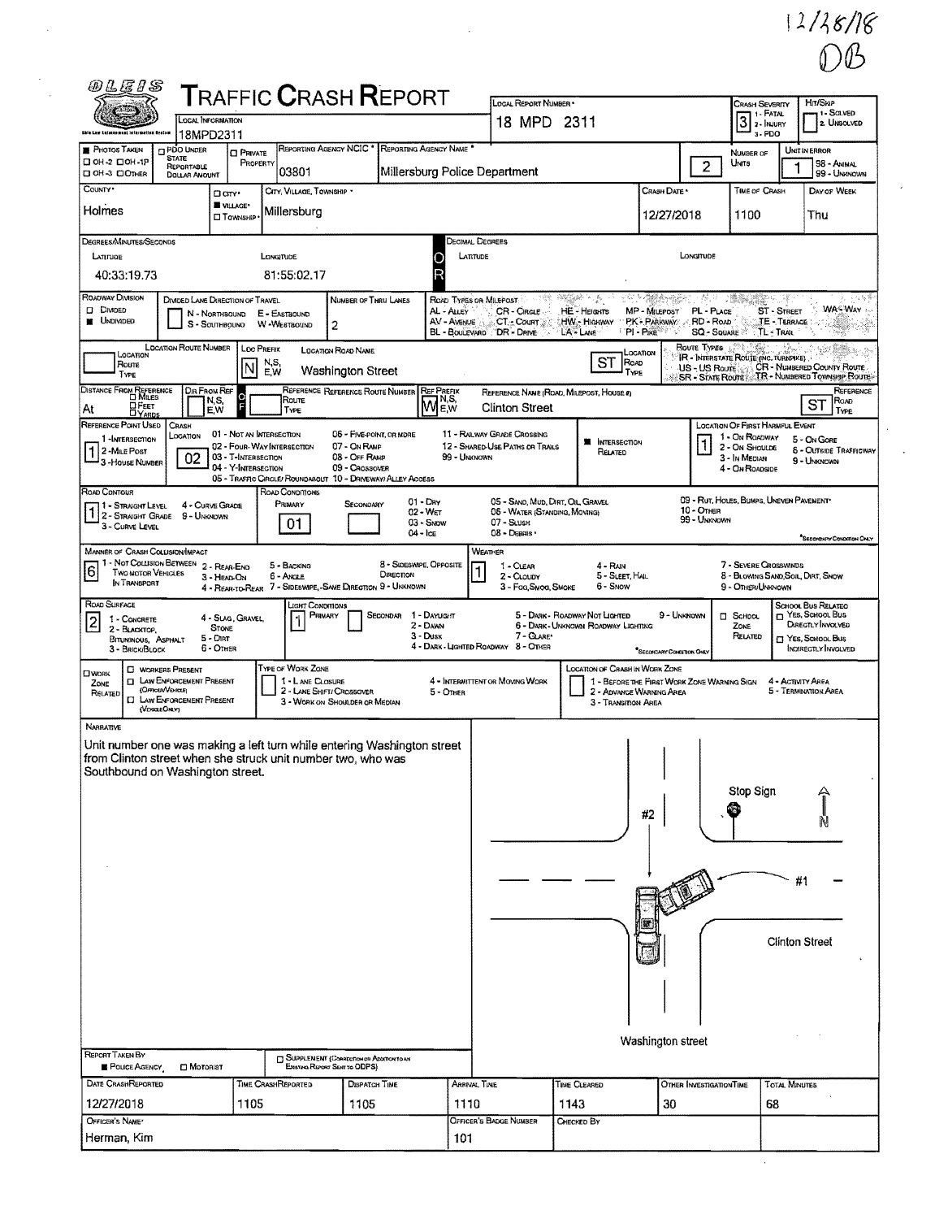12/28/18
DB

# TRAFFIC CRASH REPORT

OLEIS — Ohio Law Enforcement Information System

| Field | Value |
|---|---|
| Local Information | 18MPD2311 |
| Local Report Number | 18 MPD 2311 |
| Crash Severity (1 - Fatal, 2 - Injury, 3 - PDO) | 3 |
| Hit/Skip (1 - Solved, 2 - Unsolved) | |
| Photos Taken (OH-2, OH-1P, OH-3, Other) | |
| PDO Under State Reportable Dollar Amount | |
| Private Property | |
| Reporting Agency NCIC | 03801 |
| Reporting Agency Name | Millersburg Police Department |
| Number of Units | 2 |
| Unit in Error (98 - Animal, 99 - Unknown) | 1 |
| County | Holmes |
| City / Village / Township | Village: Millersburg |
| Crash Date | 12/27/2018 |
| Time of Crash | 1100 |
| Day of Week | Thu |

**Degrees/Minutes/Seconds** — Latitude: 40:33:19.73; Longitude: 81:55:02.17

**Decimal Degrees** — Latitude: ; Longitude:

| Field | Value |
|---|---|
| Roadway Division | Undivided |
| Divided Lane Direction of Travel (N - Northbound, S - Southbound, E - Eastbound, W - Westbound) | |
| Number of Thru Lanes | 2 |
| Location Route Number | |
| Loc Prefix (N,S,E,W) | N |
| Location Road Name | Washington Street |
| Location Road Type | ST |
| Distance From Reference | At |
| Dir From Ref (N,S,E,W) | |
| Reference Route Number | |
| Ref Prefix (N,S,E,W) | W |
| Reference Name (Road, Milepost, House #) | Clinton Street |
| Reference Road Type | ST |

Road Types or Milepost: AL - Alley, AV - Avenue, BL - Boulevard, CR - Circle, CT - Court, DR - Drive, HE - Heights, HW - Highway, LA - Lane, MP - Milepost, PK - Parkway, PI - Pike, PL - Place, RD - Road, SQ - Square, ST - Street, TE - Terrace, TL - Trail, WA - Way

Route Types: IR - Interstate Route (inc. Turnpike), US - US Route, SR - State Route, CR - Numbered County Route, TR - Numbered Township Route

| Field | Value |
|---|---|
| Reference Point Used (1 - Intersection, 2 - Mile Post, 3 - House Number) | 1 |
| Crash Location (01 - Not an Intersection, 02 - Four-Way Intersection, 03 - T-Intersection, 04 - Y-Intersection, 05 - Traffic Circle/Roundabout, 06 - Five-Point or More, 07 - On Ramp, 08 - Off Ramp, 09 - Crossover, 10 - Driveway/Alley Access, 11 - Railway Grade Crossing, 12 - Shared-Use Paths or Trails, 99 - Unknown) | 02 |
| Intersection Related | Yes |
| Location of First Harmful Event (1 - On Roadway, 2 - On Shoulder, 3 - In Median, 4 - On Roadside, 5 - On Gore, 6 - Outside Trafficway, 9 - Unknown) | 1 |
| Road Contour (1 - Straight Level, 2 - Straight Grade, 3 - Curve Level, 4 - Curve Grade, 9 - Unknown) | 1 |
| Road Conditions Primary (01 - Dry, 02 - Wet, 03 - Snow, 04 - Ice, 05 - Sand, Mud, Dirt, Oil, Gravel, 06 - Water (Standing, Moving), 07 - Slush, 08 - Debris, 09 - Rut, Holes, Bumps, Uneven Pavement, 10 - Other, 99 - Unknown) | 01 |
| Road Conditions Secondary | |
| Manner of Crash Collision/Impact (1 - Not Collision Between Two Motor Vehicles in Transport, 2 - Rear-End, 3 - Head-On, 4 - Rear-to-Rear, 5 - Backing, 6 - Angle, 7 - Sideswipe, Same Direction, 8 - Sideswipe, Opposite Direction, 9 - Unknown) | 6 |
| Weather (1 - Clear, 2 - Cloudy, 3 - Fog, Smog, Smoke, 4 - Rain, 5 - Sleet, Hail, 6 - Snow, 7 - Severe Crosswinds, 8 - Blowing Sand, Soil, Dirt, Snow, 9 - Other/Unknown) | 1 |
| Road Surface (1 - Concrete, 2 - Blacktop, Bituminous, Asphalt, 3 - Brick/Block, 4 - Slag, Gravel, Stone, 5 - Dirt, 6 - Other) | 2 |
| Light Conditions Primary (1 - Daylight, 2 - Dawn, 3 - Dusk, 4 - Dark - Lighted Roadway, 5 - Dark - Roadway Not Lighted, 6 - Dark - Unknown Roadway Lighting, 7 - Glare, 8 - Other, 9 - Unknown) | 1 |
| Light Conditions Secondary | |
| School Zone Related | |
| School Bus Related | |
| Work Zone Related | |
| Type of Work Zone | |
| Location of Crash in Work Zone | |

## Narrative

Unit number one was making a left turn while entering Washington street from Clinton street when she struck unit number two, who was Southbound on Washington street.

Diagram labels: Stop Sign; N; #2; #1; Clinton Street; Washington street

| Field | Value |
|---|---|
| Report Taken By | Police Agency |
| Supplement | |
| Date Crash Reported | 12/27/2018 |
| Time Crash Reported | 1105 |
| Dispatch Time | 1105 |
| Arrival Time | 1110 |
| Time Cleared | 1143 |
| Other Investigation Time | 30 |
| Total Minutes | 68 |
| Officer's Name | Herman, Kim |
| Officer's Badge Number | 101 |
| Checked By | |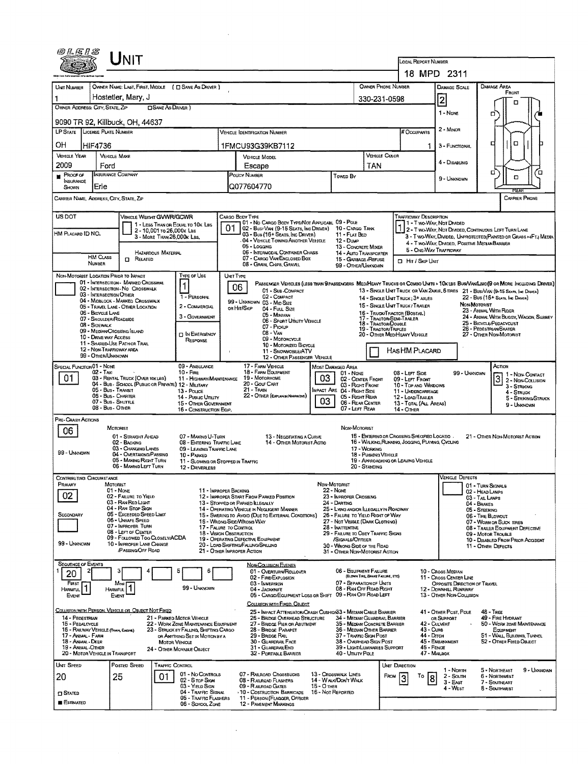# UNIT

**LOCAL REPORT NUMBER:** 18 MPD 2311

| Field | Value |
|---|---|
| Unit Number | 1 |
| Owner Name: Last, First, Middle | Hostetler, Mary, J |
| Owner Phone Number | 330-231-0598 |
| Damage Scale | 2 |
| Owner Address: City, State, Zip | 9090 TR 92, Killbuck, OH, 44637 |
| LP State | OH |
| License Plate Number | HIF4736 |
| Vehicle Identification Number | 1FMCU93G39KB7112 |
| # Occupants | 1 |
| Vehicle Year | 2009 |
| Vehicle Make | Ford |
| Vehicle Model | Escape |
| Vehicle Color | TAN |
| Proof of Insurance Shown | ■ |
| Insurance Company | Erie |
| Policy Number | Q077604770 |
| Towed By | |
| Carrier Name, Address, City, State, Zip | |
| Carrier Phone | |

**Damage Scale:** 1 - None; 2 - Minor; 3 - Functional; 4 - Disabling; 9 - Unknown

**Damage Area:** Front / Rear

| Field | Value |
|---|---|
| US DOT | |
| Vehicle Weight GVWR/GCWR | 1 - Less Than or Equal to 10k Lbs; 2 - 10,001 to 26,000k Lbs; 3 - More Than 26,000k Lbs. |
| HM Placard ID No. | |
| HM Class Number | |
| Hazardous Material | □ Related |
| Cargo Body Type | 01 |
| Trafficway Description | 1 |

**Cargo Body Type:** 01 - No Cargo Body Type/Not Applicable; 02 - Bus/Van (9-15 Seats, Inc Driver); 03 - Bus (16+ Seats, Inc Driver); 04 - Vehicle Towing Another Vehicle; 05 - Logging; 06 - Intermodal Container Chassis; 07 - Cargo Van/Enclosed Box; 08 - Grain, Chips, Gravel; 09 - Pole; 10 - Cargo Tank; 11 - Flat Bed; 12 - Dump; 13 - Concrete Mixer; 14 - Auto Transporter; 15 - Garbage/Refuse; 99 - Other/Unknown

**Trafficway Description:** 1 - Two-Way, Not Divided; 2 - Two-Way, Not Divided, Continuous Left Turn Lane; 3 - Two-Way, Divided, Unprotected (Painted or Grass >4Ft.) Media; 4 - Two-Way, Divided, Positive Median Barrier; 5 - One-Way Trafficway; □ Hit / Skip Unit

| Field | Value |
|---|---|
| Non-Motorist Location Prior to Impact | |
| Type of Use | 1 |
| Unit Type | 06 |

**Non-Motorist Location Prior to Impact:** 01 - Intersection - Marked Crosswal; 02 - Intersection - No Crosswalk; 03 - Intersection Other; 04 - Midblock - Marked Crosswalk; 05 - Travel Lane - Other Location; 06 - Bicycle Lane; 07 - Shoulder/Roadside; 08 - Sidewalk; 09 - Median/Crossing Island; 10 - Drive Way Access; 11 - Shared-Use Path or Trail; 12 - Non-Trafficway Area; 99 - Other/Unknown

**Type of Use:** 1 - Personal; 2 - Commercial; 3 - Government; □ In Emergency Response

**Unit Type:** Passenger Vehicles (less than 9 passengers): 01 - Sub-Compact; 02 - Compact; 99 - Unknown 03 - Mid Size; or Hit/Skip 04 - Full Size; 05 - Minivan; 06 - Sport Utility Vehicle; 07 - Pickup; 08 - Van; 09 - Motorcycle; 10 - Motorized Bicycle; 11 - Snowmobile/ATV; 12 - Other Passenger Vehicle. Med/Heavy Trucks or Combo Units > 10k lbs: 13 - Single Unit Truck or Van 2axle, 6 Tires; 14 - Single Unit Truck; 3+ Axles; 15 - Single Unit Truck / Trailer; 16 - Truck/Tractor (Bobtail); 17 - Tractor/Semi-Trailer; 18 - Tractor/Double; 19 - Tractor/Triples; 20 - Other Med/Heavy Vehicle. Bus/Van/Limo (9 or More Including Driver): 21 - Bus/Van (9-15 Seats, Inc Driver); 22 - Bus (16+ Seats, Inc Driver). Non-Motorist: 23 - Animal With Rider; 24 - Animal With Buggy, Wagon, Surrey; 25 - Bicycle/Pedacyclist; 26 - Pedestrian/Skater; 27 - Other Non-Motorist. □ Has HM Placard

| Field | Value |
|---|---|
| Special Function | 01 |
| Most Damaged Area | 03 |
| Impact Area | 03 |
| Action | 3 |

**Special Function:** 01 - None; 02 - Taxi; 03 - Rental Truck (Over 10K Lbs); 04 - Bus - School (Public or Private); 05 - Bus - Transit; 06 - Bus - Charter; 07 - Bus - Shuttle; 08 - Bus - Other; 09 - Ambulance; 10 - Fire; 11 - Highway/Maintenance; 12 - Military; 13 - Police; 14 - Public Utility; 15 - Other Government; 16 - Construction Eqip.; 17 - Farm Vehicle; 18 - Farm Equipment; 19 - Motorhome; 20 - Golf Cart; 21 - Train; 22 - Other (Explain in Narrative)

**Most Damaged Area / Impact Area:** 01 - None; 02 - Center Front; 03 - Right Front; 04 - Right Side; 05 - Right Rear; 06 - Rear Center; 07 - Left Rear; 08 - Left Side; 09 - Left Front; 10 - Top and Windows; 11 - Undercarriage; 12 - Load/Trailer; 13 - Total (All Areas); 14 - Other; 99 - Unknown

**Action:** 1 - Non-Contact; 2 - Non-Collision; 3 - Striking; 4 - Struck; 5 - Striking/Struck; 9 - Unknown

**Pre-Crash Actions:** 06

Motorist: 01 - Straight Ahead; 02 - Backing; 03 - Changing Lanes; 04 - Overtaking/Passing; 05 - Making Right Turn; 06 - Making Left Turn; 07 - Making U-Turn; 08 - Entering Traffic Lane; 09 - Leaving Traffic Lane; 10 - Parked; 11 - Slowing or Stopped in Traffic; 12 - Driverless; 13 - Negotiating a Curve; 14 - Other Motorist Actio; 99 - Unknown

Non-Motorist: 15 - Entering or Crossing Specified Locatio; 16 - Walking, Running, Jogging, Playing, Cycling; 17 - Working; 18 - Pushing Vehicle; 19 - Approaching or Leaving Vehicle; 20 - Standing; 21 - Other Non-Motorist Action

**Contributing Circumstance:** Primary: 02; Secondary: (blank)

Motorist: 01 - None; 02 - Failure to Yield; 03 - Ran Red Light; 04 - Ran Stop Sign; 05 - Exceeded Speed Limit; 06 - Unsafe Speed; 07 - Improper Turn; 08 - Left of Center; 09 - Followed Too Closely/ACDA; 10 - Improper Lane Change /Passing/Off Road; 11 - Improper Backing; 12 - Improper Start From Parked Position; 13 - Stopped or Parked Illegally; 14 - Operating Vehicle in Negligent Manner; 15 - Swering to Avoid (Due to External Conditions); 16 - Wrong Side/Wrong Way; 17 - Failure to Control; 18 - Vision Obstruction; 19 - Operating Defective Equipment; 20 - Load Shifting/Falling/Spilling; 21 - Other Improper Action; 99 - Unknown

Non-Motorist: 22 - None; 23 - Improper Crossing; 24 - Darting; 25 - Lying and/or Illegally in Roadway; 26 - Failure to Yield Right of Way; 27 - Not Visible (Dark Clothing); 28 - Inattentive; 29 - Failure to Obey Traffic Signs /Signals/Officer; 30 - Wrong Side of the Road; 31 - Other Non-Motorist Action

**Vehicle Defects:** 01 - Turn Signals; 02 - Head Lamps; 03 - Tail Lamps; 04 - Brakes; 05 - Steering; 06 - Tire Blowout; 07 - Worn or Slick Tires; 08 - Trailer Equipment Defective; 09 - Motor Trouble; 10 - Disabled From Prior Accident; 11 - Other Defects

**Sequence of Events:** 1: 20; 2: ; 3: ; 4: ; 5: ; 6: ; First Harmful Event: 1; Most Harmful Event: 1; 99 - Unknown

Non-Collision Events: 01 - Overturn/Rollover; 02 - Fire/Explosion; 03 - Immersion; 04 - Jackknife; 05 - Cargo/Equipment Loss or Shift; 06 - Equipment Failure (Blown Tire, Brake Failure, etc); 07 - Separation of Units; 08 - Ran Off Road Right; 09 - Ran Off Road Left; 10 - Cross Median; 11 - Cross Center Line Opposite Direction of Travel; 12 - Downhill Runaway; 13 - Other Non-Collision

Collision with Person, Vehicle or Object Not Fixed: 14 - Pedestrian; 15 - Pedalcycle; 16 - Railway Vehicle (Train, Engine); 17 - Animal - Farm; 18 - Animal - Deer; 19 - Animal - Other; 20 - Motor Vehicle in Transport; 21 - Parked Motor Vehicle; 22 - Work Zone Maintenance Equipment; 23 - Struck by Falling, Shifting Cargo or Anything Set in Motion by a Motor Vehicle; 24 - Other Movable Object

Collision with Fixed, Object: 25 - Impact Attenuator/Crash Cushion; 26 - Bridge Overhead Structure; 27 - Bridge Pier or Abutment; 28 - Bridge Parapet; 29 - Bridge Rail; 30 - Guardrail Face; 31 - Guardrail End; 32 - Portable Barrier; 33 - Median Cable Barrier; 34 - Median Guardrail Barrier; 35 - Median Concrete Barrier; 36 - Median Other Barrier; 37 - Traffic Sign Post; 38 - Overhead Sign Post; 39 - Light/Luminaries Support; 40 - Utility Pole; 41 - Other Post, Pole or Support; 42 - Culvert; 43 - Curb; 44 - Ditch; 45 - Embankment; 46 - Fence; 47 - Mailbox; 48 - Tree; 49 - Fire Hydrant; 50 - Work Zone Maintenance Equipment; 51 - Wall, Building, Tunnel; 52 - Other Fixed Object

| Unit Speed | Posted Speed | Traffic Control | Unit Direction From | Unit Direction To |
|---|---|---|---|---|
| 20 | 25 | 01 | 3 | 8 |

□ Stated; ■ Estimated

**Traffic Control:** 01 - No Controls; 02 - Stop Sign; 03 - Yield Sign; 04 - Traffic Signal; 05 - Traffic Flashers; 06 - School Zone; 07 - Railroad Crossbucks; 08 - Railroad Flashers; 09 - Railroad Gates; 10 - Costruction Barricade; 11 - Person (Flagger, Officer; 12 - Pavement Markings; 13 - Crosswalk Lines; 14 - Walk/Don't Walk; 15 - Other; 16 - Not Reported

**Unit Direction:** 1 - North; 2 - South; 3 - East; 4 - West; 5 - Northeast; 6 - Northwest; 7 - Southeast; 8 - Southwest; 9 - Unknown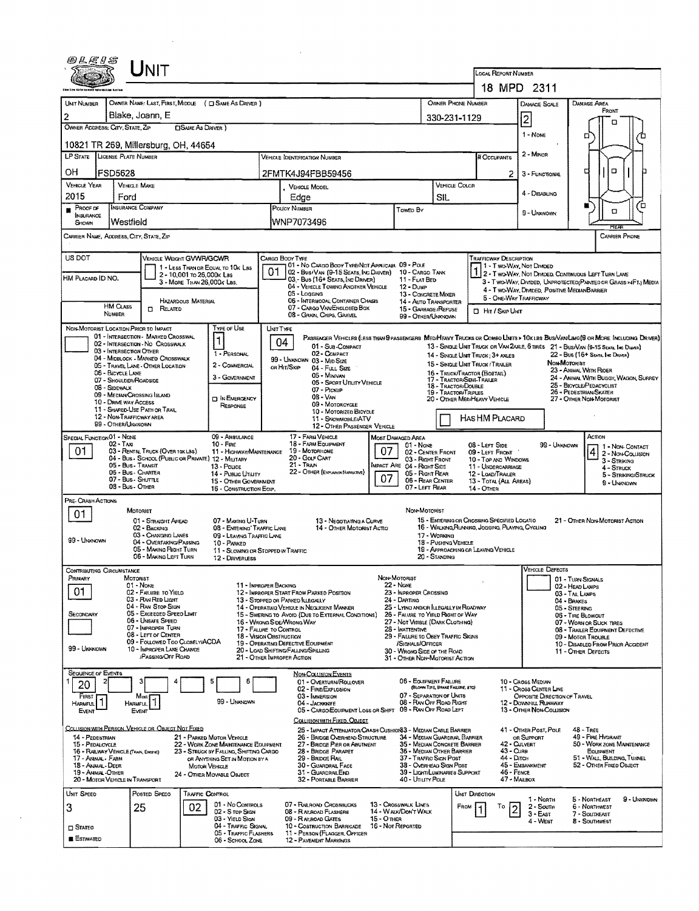# UNIT

**LOCAL REPORT NUMBER:** 18 MPD 2311

| UNIT NUMBER | OWNER NAME: LAST, FIRST, MIDDLE ( ☐ SAME AS DRIVER ) | OWNER PHONE NUMBER | DAMAGE SCALE | DAMAGE AREA |
|---|---|---|---|---|
| 2 | Blake, Joann, E | 330-231-1129 | 2 | FRONT |

OWNER ADDRESS: CITY, STATE, ZIP ☐ SAME AS DRIVER )
10821 TR 269, Millersburg, OH, 44654

Damage Scale: 1 - NONE; 2 - MINOR; 3 - FUNCTIONAL; 4 - DISABLING; 9 - UNKNOWN

| LP STATE | LICENSE PLATE NUMBER | VEHICLE IDENTIFICATION NUMBER | # OCCUPANTS |
|---|---|---|---|
| OH | FSD5628 | 2FMTK4J94FBB59456 | 2 |

| VEHICLE YEAR | VEHICLE MAKE | VEHICLE MODEL | VEHICLE COLOR |
|---|---|---|---|
| 2015 | Ford | Edge | SIL |

| ■ PROOF OF INSURANCE SHOWN | INSURANCE COMPANY | POLICY NUMBER | TOWED BY |
|---|---|---|---|
| | Westfield | WNP7073496 | |

CARRIER NAME, ADDRESS, CITY, STATE, ZIP — CARRIER PHONE

US DOT

VEHICLE WEIGHT GVWR/GCWR: 1 - LESS THAN OR EQUAL TO 10K LBS; 2 - 10,001 TO 26,000K LBS; 3 - MORE THAN 26,000K LBS.

HM PLACARD ID NO.

HM CLASS NUMBER — HAZARDOUS MATERIAL ☐ RELATED

CARGO BODY TYPE: **01** — 01 - NO CARGO BODY TYPE/NOT APPLICABLE; 02 - BUS/VAN (9-15 SEATS, INC DRIVER); 03 - BUS (16+ SEATS, INC DRIVER); 04 - VEHICLE TOWING ANOTHER VEHICLE; 05 - LOGGING; 06 - INTERMODAL CONTAINER CHASSIS; 07 - CARGO VAN/ENCLOSED BOX; 08 - GRAIN, CHIPS, GRAVEL; 09 - POLE; 10 - CARGO TANK; 11 - FLAT BED; 12 - DUMP; 13 - CONCRETE MIXER; 14 - AUTO TRANSPORTER; 15 - GARBAGE/REFUSE; 99 - OTHER/UNKNOWN

TRAFFICWAY DESCRIPTION: **1** — 1 - TWO-WAY, NOT DIVIDED; 2 - TWO-WAY, NOT DIVIDED, CONTINUOUS LEFT TURN LANE; 3 - TWO-WAY, DIVIDED, UNPROTECTED (PAINTED OR GRASS >4FT.) MEDIA; 4 - TWO-WAY, DIVIDED, POSITIVE MEDIAN BARRIER; 5 - ONE-WAY TRAFFICWAY

☐ HIT / SKIP UNIT

NON-MOTORIST LOCATION PRIOR TO IMPACT: 01 - INTERSECTION - MARKED CROSSWAL; 02 - INTERSECTION - NO CROSSWALK; 03 - INTERSECTION OTHER; 04 - MIDBLOCK - MARKED CROSSWALK; 05 - TRAVEL LANE - OTHER LOCATION; 06 - BICYCLE LANE; 07 - SHOULDER/ROADSIDE; 08 - SIDEWALK; 09 - MEDIAN/CROSSING ISLAND; 10 - DRIVE WAY ACCESS; 11 - SHARED-USE PATH OR TRAIL; 12 - NON-TRAFFICWAY AREA; 99 - OTHER/UNKNOWN

TYPE OF USE: **1** — 1 - PERSONAL; 2 - COMMERCIAL; 3 - GOVERNMENT; ☐ IN EMERGENCY RESPONSE

UNIT TYPE: **04** — PASSENGER VEHICLES (LESS THAN 9 PASSENGERS MED/HEAVY TRUCKS OR COMBO UNITS > 10K LBS BUS/VAN/LIMO(9 OR MORE INCLUDING DRIVER): 01 - SUB-COMPACT; 02 - COMPACT; 99 - UNKNOWN 03 - MID SIZE OR HIT/SKIP; 04 - FULL SIZE; 05 - MINIVAN; 06 - SPORT UTILITY VEHICLE; 07 - PICKUP; 08 - VAN; 09 - MOTORCYCLE; 10 - MOTORIZED BICYCLE; 11 - SNOWMOBILE/ATV; 12 - OTHER PASSENGER VEHICLE; 13 - SINGLE UNIT TRUCK OR VAN 2AXLE, 6 TIRES; 14 - SINGLE UNIT TRUCK; 3+ AXLES; 15 - SINGLE UNIT TRUCK / TRAILER; 16 - TRUCK/TRACTOR (BOBTAIL); 17 - TRACTOR/SEMI-TRAILER; 18 - TRACTOR/DOUBLE; 19 - TRACTOR/TRIPLES; 20 - OTHER MED/HEAVY VEHICLE; 21 - BUS/VAN (9-15 SEATS, INC DRIVER); 22 - BUS (16+ SEATS, INC DRIVER); NON-MOTORIST: 23 - ANIMAL WITH RIDER; 24 - ANIMAL WITH BUGGY, WAGON, SURREY; 25 - BICYCLE/PEDACYCLIST; 26 - PEDESTRIAN/SKATER; 27 - OTHER NON-MOTORIST

☐ HAS HM PLACARD

SPECIAL FUNCTION: **01** — 01 - NONE; 02 - TAXI; 03 - RENTAL TRUCK (OVER 10K LBS); 04 - BUS - SCHOOL (PUBLIC OR PRIVATE); 05 - BUS - TRANSIT; 06 - BUS - CHARTER; 07 - BUS - SHUTTLE; 08 - BUS - OTHER; 09 - AMBULANCE; 10 - FIRE; 11 - HIGHWAY/MAINTENANCE; 12 - MILITARY; 13 - POLICE; 14 - PUBLIC UTILITY; 15 - OTHER GOVERNMENT; 16 - CONSTRUCTION EQIP.; 17 - FARM VEHICLE; 18 - FARM EQUIPMENT; 19 - MOTORHOME; 20 - GOLF CART; 21 - TRAIN; 22 - OTHER (EXPLAIN IN NARRATIVE)

MOST DAMAGED AREA: **07**; IMPACT AREA: **07** — 01 - NONE; 02 - CENTER FRONT; 03 - RIGHT FRONT; 04 - RIGHT SIDE; 05 - RIGHT REAR; 06 - REAR CENTER; 07 - LEFT REAR; 08 - LEFT SIDE; 09 - LEFT FRONT; 10 - TOP AND WINDOWS; 11 - UNDERCARRIAGE; 12 - LOAD/TRAILER; 13 - TOTAL (ALL AREAS); 14 - OTHER; 99 - UNKNOWN

ACTION: **4** — 1 - NON-CONTACT; 2 - NON-COLLISION; 3 - STRIKING; 4 - STRUCK; 5 - STRIKING/STRUCK; 9 - UNKNOWN

PRE-CRASH ACTIONS: **01**
MOTORIST: 01 - STRAIGHT AHEAD; 02 - BACKING; 03 - CHANGING LANES; 04 - OVERTAKING/PASSING; 05 - MAKING RIGHT TURN; 06 - MAKING LEFT TURN; 07 - MAKING U-TURN; 08 - ENTERING TRAFFIC LANE; 09 - LEAVING TRAFFIC LANE; 10 - PARKED; 11 - SLOWING OR STOPPED IN TRAFFIC; 12 - DRIVERLESS; 13 - NEGOTIATING A CURVE; 14 - OTHER MOTORIST ACTIO; 99 - UNKNOWN
NON-MOTORIST: 15 - ENTERING OR CROSSING SPECIFIED LOCATIO; 16 - WALKING, RUNNING, JOGGING, PLAYING, CYCLING; 17 - WORKING; 18 - PUSHING VEHICLE; 19 - APPROACHING OR LEAVING VEHICLE; 20 - STANDING; 21 - OTHER NON-MOTORIST ACTION

CONTRIBUTING CIRCUMSTANCE: PRIMARY **01**; SECONDARY; 99 - UNKNOWN
MOTORIST: 01 - NONE; 02 - FAILURE TO YIELD; 03 - RAN RED LIGHT; 04 - RAN STOP SIGN; 05 - EXCEEDED SPEED LIMIT; 06 - UNSAFE SPEED; 07 - IMPROPER TURN; 08 - LEFT OF CENTER; 09 - FOLLOWED TOO CLOSELY/ACDA; 10 - IMPROPER LANE CHANGE /PASSING/OFF ROAD; 11 - IMPROPER BACKING; 12 - IMPROPER START FROM PARKED POSITION; 13 - STOPPED OR PARKED ILLEGALLY; 14 - OPERATING VEHICLE IN NEGLIGENT MANNER; 15 - SWERING TO AVOID (DUE TO EXTERNAL CONDITIONS); 16 - WRONG SIDE/WRONG WAY; 17 - FAILURE TO CONTROL; 18 - VISION OBSTRUCTION; 19 - OPERATING DEFECTIVE EQUIPMENT; 20 - LOAD SHIFTING/FALLING/SPILLING; 21 - OTHER IMPROPER ACTION
NON-MOTORIST: 22 - NONE; 23 - IMPROPER CROSSING; 24 - DARTING; 25 - LYING AND/OR ILLEGALLY IN ROADWAY; 26 - FALURE TO YIELD RIGHT OF WAY; 27 - NOT VISIBLE (DARK CLOTHING); 28 - INATTENTIVE; 29 - FAILURE TO OBEY TRAFFIC SIGNS /SIGNALS/OFFICER; 30 - WRONG SIDE OF THE ROAD; 31 - OTHER NON-MOTORIST ACTION

VEHICLE DEFECTS: 01 - TURN SIGNALS; 02 - HEAD LAMPS; 03 - TAIL LAMPS; 04 - BRAKES; 05 - STEERING; 06 - TIRE BLOWOUT; 07 - WORN OR SLICK TIRES; 08 - TRAILER EQUIPMENT DEFECTIVE; 09 - MOTOR TROUBLE; 10 - DISABLED FROM PRIOR ACCIDENT; 11 - OTHER DEFECTS

SEQUENCE OF EVENTS: 1: **20**; 2; 3; 4; 5; 6
FIRST HARMFUL EVENT: **1**; MOST HARMFUL EVENT: **1**; 99 - UNKNOWN

NON-COLLISION EVENTS: 01 - OVERTURN/ROLLOVER; 02 - FIRE/EXPLOSION; 03 - IMMERSION; 04 - JACKKNIFE; 05 - CARGO/EQUIPMENT LOSS OR SHIFT; 06 - EQUIPMENT FAILURE (BLOWN TIRE, BRAKE FAILURE, ETC); 07 - SEPARATION OF UNITS; 08 - RAN OFF ROAD RIGHT; 09 - RAN OFF ROAD LEFT; 10 - CROSS MEDIAN; 11 - CROSS CENTER LINE OPPOSITE DIRECTION OF TRAVEL; 12 - DOWNHILL RUNAWAY; 13 - OTHER NON-COLLISION

COLLISION WITH PERSON, VEHICLE OR OBJECT NOT FIXED: 14 - PEDESTRIAN; 15 - PEDALCYCLE; 16 - RAILWAY VEHICLE (TRAIN, ENGINE); 17 - ANIMAL - FARM; 18 - ANIMAL - DEER; 19 - ANIMAL - OTHER; 20 - MOTOR VEHICLE IN TRANSPORT; 21 - PARKED MOTOR VEHICLE; 22 - WORK ZONE MAINTENANCE EQUIPMENT; 23 - STRUCK BY FALLING, SHIFTING CARGO OR ANYTHING SET IN MOTION BY A MOTOR VEHICLE; 24 - OTHER MOVABLE OBJECT

COLLISION WITH FIXED, OBJECT: 25 - IMPACT ATTENUATOR/CRASH CUSHION; 26 - BRIDGE OVERHEAD STRUCTURE; 27 - BRIDGE PIER OR ABUTMENT; 28 - BRIDGE PARAPET; 29 - BRIDGE RAIL; 30 - GUARDRAIL FACE; 31 - GUARDRAIL END; 32 - PORTABLE BARRIER; 33 - MEDIAN CABLE BARRIER; 34 - MEDIAN GUARDRAIL BARRIER; 35 - MEDIAN CONCRETE BARRIER; 36 - MEDIAN OTHER BARRIER; 37 - TRAFFIC SIGN POST; 38 - OVERHEAD SIGN POST; 39 - LIGHT/LUMINARIES SUPPORT; 40 - UTILITY POLE; 41 - OTHER POST, POLE OR SUPPORT; 42 - CULVERT; 43 - CURB; 44 - DITCH; 45 - EMBANKMENT; 46 - FENCE; 47 - MAILBOX; 48 - TREE; 49 - FIRE HYDRANT; 50 - WORK ZONE MAINTENANCE EQUIPMENT; 51 - WALL, BUILDING, TUNNEL; 52 - OTHER FIXED OBJECT

| UNIT SPEED | POSTED SPEED | TRAFFIC CONTROL | UNIT DIRECTION |
|---|---|---|---|
| 3 | 25 | 02 | FROM 1 TO 2 |

☐ STATED ■ ESTIMATED

TRAFFIC CONTROL: 01 - NO CONTROLS; 02 - STOP SIGN; 03 - YIELD SIGN; 04 - TRAFFIC SIGNAL; 05 - TRAFFIC FLASHERS; 06 - SCHOOL ZONE; 07 - RAILROAD CROSSBUCKS; 08 - RAILROAD FLASHERS; 09 - RAILROAD GATES; 10 - COSTRUCTION BARRICADE; 11 - PERSON (FLAGGER, OFFICER); 12 - PAVEMENT MARKINGS; 13 - CROSSWALK LINES; 14 - WALK/DON'T WALK; 15 - OTHER; 16 - NOT REPORTED

UNIT DIRECTION: 1 - NORTH; 2 - SOUTH; 3 - EAST; 4 - WEST; 5 - NORTHEAST; 6 - NORTHWEST; 7 - SOUTHEAST; 8 - SOUTHWEST; 9 - UNKNOWN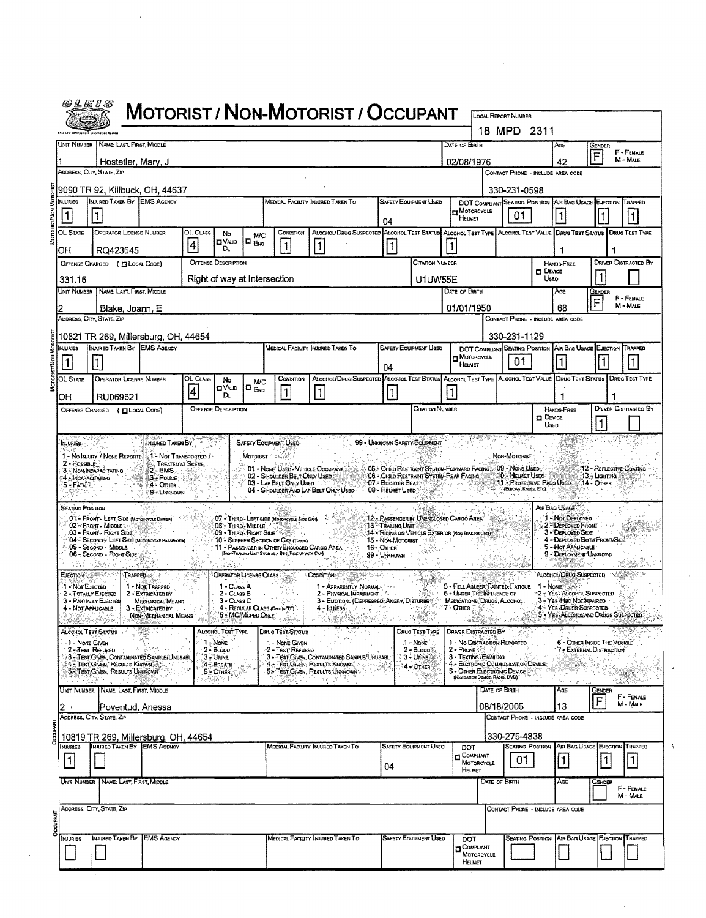# OLEIS

## MOTORIST / NON-MOTORIST / OCCUPANT

LOCAL REPORT NUMBER: 18 MPD 2311

### MOTORIST/NON-MOTORIST

| UNIT NUMBER | NAME: LAST, FIRST, MIDDLE | DATE OF BIRTH | AGE | GENDER (F - FEMALE, M - MALE) |
|---|---|---|---|---|
| 1 | Hostetler, Mary, J | 02/08/1976 | 42 | F |

ADDRESS, CITY, STATE, ZIP: 9090 TR 92, Killbuck, OH, 44637

CONTACT PHONE - INCLUDE AREA CODE: 330-231-0598

| INJURIES | INJURED TAKEN BY | EMS AGENCY | MEDICAL FACILITY INJURED TAKEN TO | SAFETY EQUIPMENT USED | DOT COMPLIANT MOTORCYCLE HELMET | SEATING POSITION | AIR BAG USAGE | EJECTION | TRAPPED |
|---|---|---|---|---|---|---|---|---|---|
| 1 | 1 | | | 04 | | 01 | 1 | 1 | 1 |

| OL STATE | OPERATOR LICENSE NUMBER | OL CLASS | NO VALID DL | M/C END | CONDITION | ALCOHOL/DRUG SUSPECTED | ALCOHOL TEST STATUS | ALCOHOL TEST TYPE | ALCOHOL TEST VALUE | DRUG TEST STATUS | DRUG TEST TYPE |
|---|---|---|---|---|---|---|---|---|---|---|---|
| OH | RQ423645 | 4 | | | 1 | 1 | 1 | 1 | | 1 | 1 |

| OFFENSE CHARGED (LOCAL CODE) | OFFENSE DESCRIPTION | CITATION NUMBER | HANDS-FREE DEVICE USED | DRIVER DISTRACTED BY |
|---|---|---|---|---|
| 331.16 | Right of way at Intersection | U1UW55E | | 1 |

### MOTORIST/NON-MOTORIST

| UNIT NUMBER | NAME: LAST, FIRST, MIDDLE | DATE OF BIRTH | AGE | GENDER (F - FEMALE, M - MALE) |
|---|---|---|---|---|
| 2 | Blake, Joann, E | 01/01/1950 | 68 | F |

ADDRESS, CITY, STATE, ZIP: 10821 TR 269, Millersburg, OH, 44654

CONTACT PHONE - INCLUDE AREA CODE: 330-231-1129

| INJURIES | INJURED TAKEN BY | EMS AGENCY | MEDICAL FACILITY INJURED TAKEN TO | SAFETY EQUIPMENT USED | DOT COMPLIANT MOTORCYCLE HELMET | SEATING POSITION | AIR BAG USAGE | EJECTION | TRAPPED |
|---|---|---|---|---|---|---|---|---|---|
| 1 | 1 | | | 04 | | 01 | 1 | 1 | 1 |

| OL STATE | OPERATOR LICENSE NUMBER | OL CLASS | NO VALID DL | M/C END | CONDITION | ALCOHOL/DRUG SUSPECTED | ALCOHOL TEST STATUS | ALCOHOL TEST TYPE | ALCOHOL TEST VALUE | DRUG TEST STATUS | DRUG TEST TYPE |
|---|---|---|---|---|---|---|---|---|---|---|---|
| OH | RU069621 | 4 | | | 1 | 1 | 1 | 1 | | 1 | 1 |

| OFFENSE CHARGED (LOCAL CODE) | OFFENSE DESCRIPTION | CITATION NUMBER | HANDS-FREE DEVICE USED | DRIVER DISTRACTED BY |
|---|---|---|---|---|
| | | | | 1 |

### CODES

**INJURIES:** 1 - No Injury / None Reported; 2 - Possible; 3 - Non-Incapacitating; 4 - Incapacitating; 5 - Fatal

**INJURED TAKEN BY:** 1 - Not Transported / Treated at Scene; 2 - EMS; 3 - Police; 4 - Other; 9 - Unknown

**SAFETY EQUIPMENT USED:**
- Motorist: 01 - None Used - Vehicle Occupant; 02 - Shoulder Belt Only Used; 03 - Lap Belt Only Used; 04 - Shoulder and Lap Belt Only Used; 05 - Child Restraint System-Forward Facing; 06 - Child Restraint System-Rear Facing; 07 - Booster Seat; 08 - Helmet Used; 99 - Unknown Safety Equipment
- Non-Motorist: 09 - None Used; 10 - Helmet Used; 11 - Protective Pads Used (Elbows, Knees, Etc); 12 - Reflective Coating; 13 - Lighting; 14 - Other

**SEATING POSITION:** 01 - Front - Left Side (Motorcycle Driver); 02 - Front - Middle; 03 - Front - Right Side; 04 - Second - Left Side (Motorcycle Passenger); 05 - Second - Middle; 06 - Second - Right Side; 07 - Third - Left Side (Motorcycle Side Car); 08 - Third - Middle; 09 - Third - Right Side; 10 - Sleeper Section of Cab (Truck); 11 - Passenger in Other Enclosed Cargo Area (Non-Trailing Unit Such as a Bus, Pick-up with Cap); 12 - Passenger in Unenclosed Cargo Area; 13 - Trailing Unit; 14 - Riding on Vehicle Exterior (Non-Trailing Unit); 15 - Non-Motorist; 16 - Other; 99 - Unknown

**AIR BAG USAGE:** 1 - Not Deployed; 2 - Deployed Front; 3 - Deployed Side; 4 - Deployed Both Front/Side; 5 - Not Applicable; 9 - Deployment Unknown

**EJECTION:** 1 - Not Ejected; 2 - Totally Ejected; 3 - Partially Ejected; 4 - Not Applicable

**TRAPPED:** 1 - Not Trapped; 2 - Extricated by Mechanical Means; 3 - Extricated by Non-Mechanical Means

**OPERATOR LICENSE CLASS:** 1 - Class A; 2 - Class B; 3 - Class C; 4 - Regular Class (Ohio is "D"); 5 - M/C Moped Only

**CONDITION:** 1 - Apparently Normal; 2 - Physical Impairment; 3 - Emotion (Depressed, Angry, Disturbed); 4 - Illness; 5 - Fell Asleep, Fainted, Fatigue; 6 - Under the Influence of Medications, Drugs, Alcohol; 7 - Other

**ALCOHOL/DRUG SUSPECTED:** 1 - None; 2 - Yes - Alcohol Suspected; 3 - Yes - HBD Not Impaired; 4 - Yes - Drugs Suspected; 5 - Yes - Alcohol and Drugs Suspected

**ALCOHOL TEST STATUS:** 1 - None Given; 2 - Test Refused; 3 - Test Given, Contaminated Sample/Unusable; 4 - Test Given, Results Known; 5 - Test Given, Results Unknown

**ALCOHOL TEST TYPE:** 1 - None; 2 - Blood; 3 - Urine; 4 - Breath; 5 - Other

**DRUG TEST STATUS:** 1 - None Given; 2 - Test Refused; 3 - Test Given, Contaminated Sample/Unusable; 4 - Test Given, Results Known; 5 - Test Given, Results Unknown

**DRUG TEST TYPE:** 1 - None; 2 - Blood; 3 - Urine; 4 - Other

**DRIVER DISTRACTED BY:** 1 - No Distraction Reported; 2 - Phone; 3 - Texting/Emailing; 4 - Electronic Communication Device; 5 - Other Electronic Device (Navigation Device, Radio, DVD); 6 - Other Inside the Vehicle; 7 - External Distraction

### OCCUPANT

| UNIT NUMBER | NAME: LAST, FIRST, MIDDLE | DATE OF BIRTH | AGE | GENDER (F - FEMALE, M - MALE) |
|---|---|---|---|---|
| 2 | Poventud, Anessa | 08/18/2005 | 13 | F |

ADDRESS, CITY, STATE, ZIP: 10819 TR 269, Millersburg, OH, 44654

CONTACT PHONE - INCLUDE AREA CODE: 330-275-4838

| INJURIES | INJURED TAKEN BY | EMS AGENCY | MEDICAL FACILITY INJURED TAKEN TO | SAFETY EQUIPMENT USED | DOT COMPLIANT MOTORCYCLE HELMET | SEATING POSITION | AIR BAG USAGE | EJECTION | TRAPPED |
|---|---|---|---|---|---|---|---|---|---|
| 1 | | | | 04 | | 01 | 1 | 1 | 1 |

### OCCUPANT

| UNIT NUMBER | NAME: LAST, FIRST, MIDDLE | DATE OF BIRTH | AGE | GENDER (F - FEMALE, M - MALE) |
|---|---|---|---|---|
| | | | | |

ADDRESS, CITY, STATE, ZIP:

CONTACT PHONE - INCLUDE AREA CODE:

| INJURIES | INJURED TAKEN BY | EMS AGENCY | MEDICAL FACILITY INJURED TAKEN TO | SAFETY EQUIPMENT USED | DOT COMPLIANT MOTORCYCLE HELMET | SEATING POSITION | AIR BAG USAGE | EJECTION | TRAPPED |
|---|---|---|---|---|---|---|---|---|---|
| | | | | | | | | | |